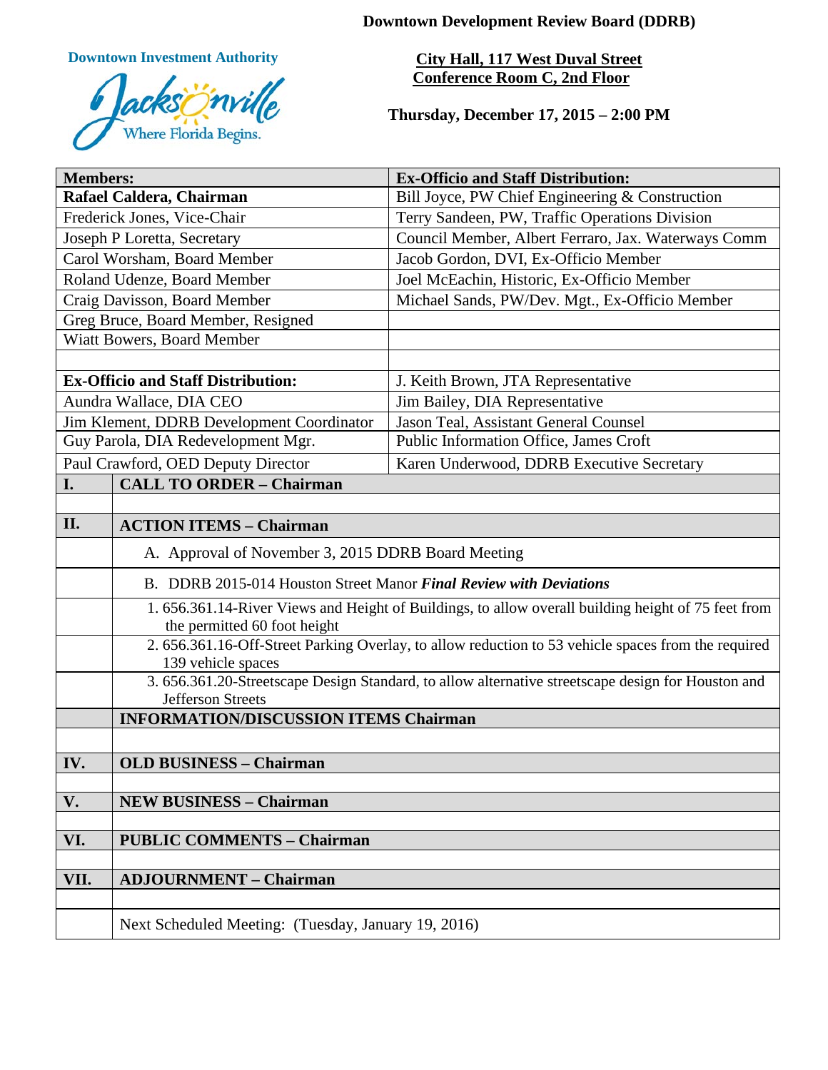**Downtown Development Review Board (DDRB)**

**Downtown Investment Authority**

Jacksonville Where Florida Begins.

**City Hall, 117 West Duval Street**
**Conference Room C, 2nd Floor**

**Thursday, December 17, 2015 – 2:00 PM**

| **Members:** | **Ex-Officio and Staff Distribution:** |
|---|---|
| **Rafael Caldera, Chairman** | Bill Joyce, PW Chief Engineering & Construction |
| Frederick Jones, Vice-Chair | Terry Sandeen, PW, Traffic Operations Division |
| Joseph P Loretta, Secretary | Council Member, Albert Ferraro, Jax. Waterways Comm |
| Carol Worsham, Board Member | Jacob Gordon, DVI, Ex-Officio Member |
| Roland Udenze, Board Member | Joel McEachin, Historic, Ex-Officio Member |
| Craig Davisson, Board Member | Michael Sands, PW/Dev. Mgt., Ex-Officio Member |
| Greg Bruce, Board Member, Resigned | |
| Wiatt Bowers, Board Member | |
| | |
| **Ex-Officio and Staff Distribution:** | J. Keith Brown, JTA Representative |
| Aundra Wallace, DIA CEO | Jim Bailey, DIA Representative |
| Jim Klement, DDRB Development Coordinator | Jason Teal, Assistant General Counsel |
| Guy Parola, DIA Redevelopment Mgr. | Public Information Office, James Croft |
| Paul Crawford, OED Deputy Director | Karen Underwood, DDRB Executive Secretary |

| | |
|---|---|
| **I.** | **CALL TO ORDER – Chairman** |
| | |
| **II.** | **ACTION ITEMS – Chairman** |
| | A. Approval of November 3, 2015 DDRB Board Meeting |
| | B. DDRB 2015-014 Houston Street Manor ***Final Review with Deviations*** |
| | 1. 656.361.14-River Views and Height of Buildings, to allow overall building height of 75 feet from the permitted 60 foot height |
| | 2. 656.361.16-Off-Street Parking Overlay, to allow reduction to 53 vehicle spaces from the required 139 vehicle spaces |
| | 3. 656.361.20-Streetscape Design Standard, to allow alternative streetscape design for Houston and Jefferson Streets |
| | **INFORMATION/DISCUSSION ITEMS Chairman** |
| | |
| **IV.** | **OLD BUSINESS – Chairman** |
| | |
| **V.** | **NEW BUSINESS – Chairman** |
| | |
| **VI.** | **PUBLIC COMMENTS – Chairman** |
| | |
| **VII.** | **ADJOURNMENT – Chairman** |
| | |
| | Next Scheduled Meeting: (Tuesday, January 19, 2016) |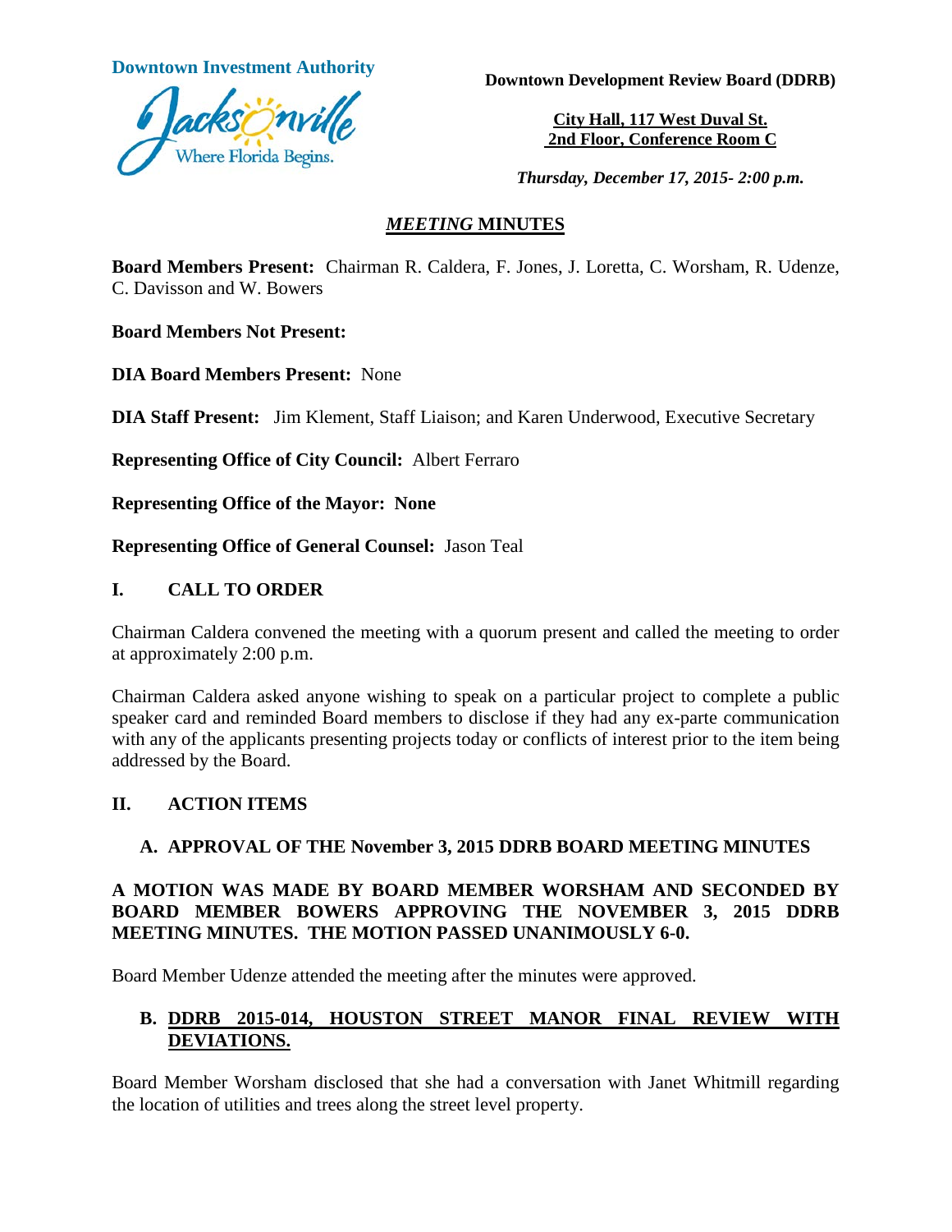**Downtown Investment Authority**

Jacksonville Where Florida Begins.

**Downtown Development Review Board (DDRB)**

**City Hall, 117 West Duval St.**
**2nd Floor, Conference Room C**

***Thursday, December 17, 2015- 2:00 p.m.***

## *MEETING* MINUTES

**Board Members Present:** Chairman R. Caldera, F. Jones, J. Loretta, C. Worsham, R. Udenze, C. Davisson and W. Bowers

**Board Members Not Present:**

**DIA Board Members Present:** None

**DIA Staff Present:** Jim Klement, Staff Liaison; and Karen Underwood, Executive Secretary

**Representing Office of City Council:** Albert Ferraro

**Representing Office of the Mayor: None**

**Representing Office of General Counsel:** Jason Teal

## I. CALL TO ORDER

Chairman Caldera convened the meeting with a quorum present and called the meeting to order at approximately 2:00 p.m.

Chairman Caldera asked anyone wishing to speak on a particular project to complete a public speaker card and reminded Board members to disclose if they had any ex-parte communication with any of the applicants presenting projects today or conflicts of interest prior to the item being addressed by the Board.

## II. ACTION ITEMS

### A. APPROVAL OF THE November 3, 2015 DDRB BOARD MEETING MINUTES

**A MOTION WAS MADE BY BOARD MEMBER WORSHAM AND SECONDED BY BOARD MEMBER BOWERS APPROVING THE NOVEMBER 3, 2015 DDRB MEETING MINUTES. THE MOTION PASSED UNANIMOUSLY 6-0.**

Board Member Udenze attended the meeting after the minutes were approved.

### B. DDRB 2015-014, HOUSTON STREET MANOR FINAL REVIEW WITH DEVIATIONS.

Board Member Worsham disclosed that she had a conversation with Janet Whitmill regarding the location of utilities and trees along the street level property.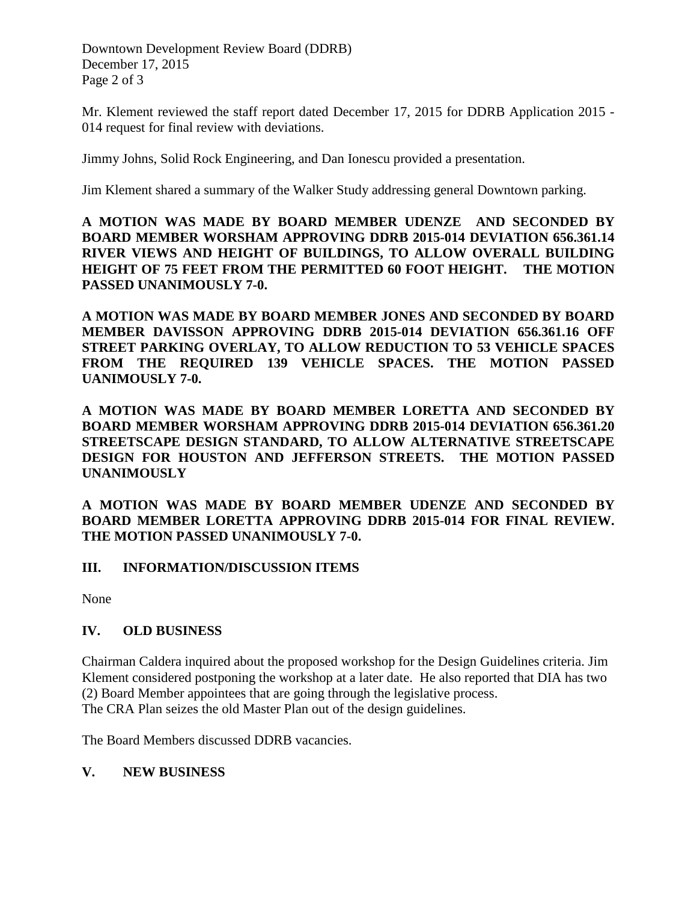Mr. Klement reviewed the staff report dated December 17, 2015 for DDRB Application 2015 -014 request for final review with deviations.

Jimmy Johns, Solid Rock Engineering, and Dan Ionescu provided a presentation.

Jim Klement shared a summary of the Walker Study addressing general Downtown parking.

**A MOTION WAS MADE BY BOARD MEMBER UDENZE AND SECONDED BY BOARD MEMBER WORSHAM APPROVING DDRB 2015-014 DEVIATION 656.361.14 RIVER VIEWS AND HEIGHT OF BUILDINGS, TO ALLOW OVERALL BUILDING HEIGHT OF 75 FEET FROM THE PERMITTED 60 FOOT HEIGHT. THE MOTION PASSED UNANIMOUSLY 7-0.**

**A MOTION WAS MADE BY BOARD MEMBER JONES AND SECONDED BY BOARD MEMBER DAVISSON APPROVING DDRB 2015-014 DEVIATION 656.361.16 OFF STREET PARKING OVERLAY, TO ALLOW REDUCTION TO 53 VEHICLE SPACES FROM THE REQUIRED 139 VEHICLE SPACES. THE MOTION PASSED UANIMOUSLY 7-0.**

**A MOTION WAS MADE BY BOARD MEMBER LORETTA AND SECONDED BY BOARD MEMBER WORSHAM APPROVING DDRB 2015-014 DEVIATION 656.361.20 STREETSCAPE DESIGN STANDARD, TO ALLOW ALTERNATIVE STREETSCAPE DESIGN FOR HOUSTON AND JEFFERSON STREETS. THE MOTION PASSED UNANIMOUSLY**

**A MOTION WAS MADE BY BOARD MEMBER UDENZE AND SECONDED BY BOARD MEMBER LORETTA APPROVING DDRB 2015-014 FOR FINAL REVIEW. THE MOTION PASSED UNANIMOUSLY 7-0.**

## III. INFORMATION/DISCUSSION ITEMS

None

## IV. OLD BUSINESS

Chairman Caldera inquired about the proposed workshop for the Design Guidelines criteria. Jim Klement considered postponing the workshop at a later date. He also reported that DIA has two (2) Board Member appointees that are going through the legislative process.
The CRA Plan seizes the old Master Plan out of the design guidelines.

The Board Members discussed DDRB vacancies.

## V. NEW BUSINESS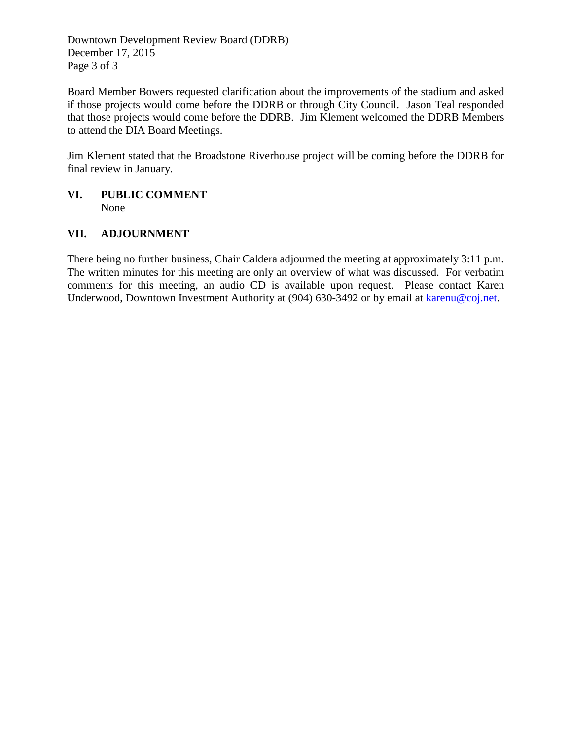Board Member Bowers requested clarification about the improvements of the stadium and asked if those projects would come before the DDRB or through City Council. Jason Teal responded that those projects would come before the DDRB. Jim Klement welcomed the DDRB Members to attend the DIA Board Meetings.

Jim Klement stated that the Broadstone Riverhouse project will be coming before the DDRB for final review in January.

## VI. PUBLIC COMMENT

None

## VII. ADJOURNMENT

There being no further business, Chair Caldera adjourned the meeting at approximately 3:11 p.m. The written minutes for this meeting are only an overview of what was discussed. For verbatim comments for this meeting, an audio CD is available upon request. Please contact Karen Underwood, Downtown Investment Authority at (904) 630-3492 or by email at karenu@coj.net.